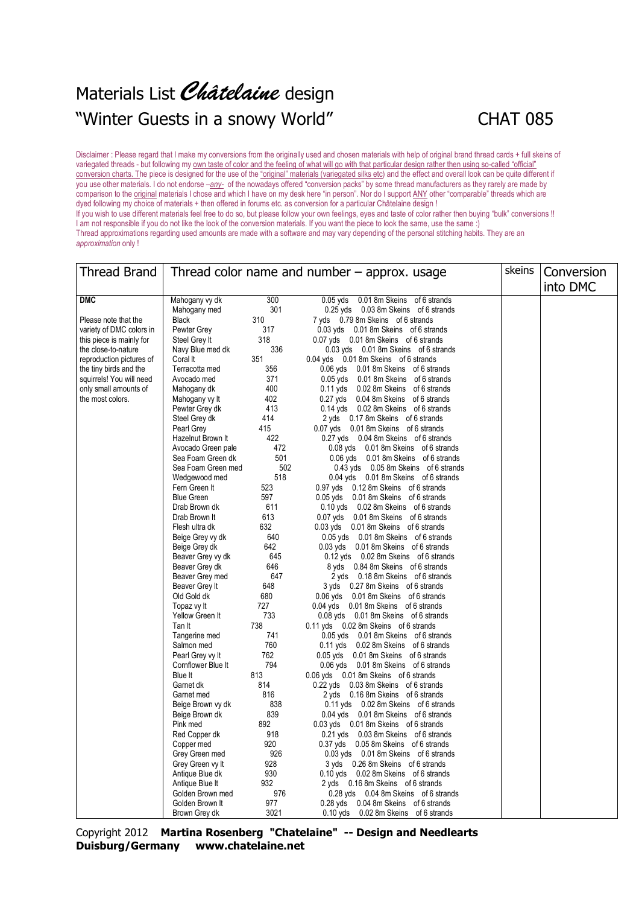# Materials List *Châtelaine* design

# "Winter Guests in a snowy World" CHAT 085

Disclaimer : Please regard that I make my conversions from the originally used and chosen materials with help of original brand thread cards + full skeins of variegated threads - but following my own taste of color and the feeling of what will go with that particular design rather then using so-called "official" conversion charts. The piece is designed for the use of the "original" materials (variegated silks etc) and the effect and overall look can be quite different if you use other materials. I do not endorse –*any*- of the nowadays offered "conversion packs" by some thread manufacturers as they rarely are made by comparison to the original materials I chose and which I have on my desk here "in person". Nor do I support ANY other "comparable" threads which are dyed following my choice of materials + then offered in forums etc. as conversion for a particular Châtelaine design !
If you wish to use different materials feel free to do so, but please follow your own feelings, eyes and taste of color rather then buying "bulk" conversions !! I am not responsible if you do not like the look of the conversion materials. If you want the piece to look the same, use the same :)
Thread approximations regarding used amounts are made with a software and may vary depending of the personal stitching habits. They are an *approximation* only !

| Thread Brand | Thread color name and number – approx. usage | | | skeins | Conversion into DMC |
|---|---|---|---|---|---|
| **DMC** | Mahogany vy dk | 300 | 0.05 yds 0.01 8m Skeins of 6 strands | | |
| Please note that the variety of DMC colors in this piece is mainly for the close-to-nature reproduction pictures of the tiny birds and the squirrels! You will need only small amounts of the most colors. | Mahogany med | 301 | 0.25 yds 0.03 8m Skeins of 6 strands | | |
| | Black | 310 | 7 yds 0.79 8m Skeins of 6 strands | | |
| | Pewter Grey | 317 | 0.03 yds 0.01 8m Skeins of 6 strands | | |
| | Steel Grey lt | 318 | 0.07 yds 0.01 8m Skeins of 6 strands | | |
| | Navy Blue med dk | 336 | 0.03 yds 0.01 8m Skeins of 6 strands | | |
| | Coral lt | 351 | 0.04 yds 0.01 8m Skeins of 6 strands | | |
| | Terracotta med | 356 | 0.06 yds 0.01 8m Skeins of 6 strands | | |
| | Avocado med | 371 | 0.05 yds 0.01 8m Skeins of 6 strands | | |
| | Mahogany dk | 400 | 0.11 yds 0.02 8m Skeins of 6 strands | | |
| | Mahogany vy lt | 402 | 0.27 yds 0.04 8m Skeins of 6 strands | | |
| | Pewter Grey dk | 413 | 0.14 yds 0.02 8m Skeins of 6 strands | | |
| | Steel Grey dk | 414 | 2 yds 0.17 8m Skeins of 6 strands | | |
| | Pearl Grey | 415 | 0.07 yds 0.01 8m Skeins of 6 strands | | |
| | Hazelnut Brown lt | 422 | 0.27 yds 0.04 8m Skeins of 6 strands | | |
| | Avocado Green pale | 472 | 0.08 yds 0.01 8m Skeins of 6 strands | | |
| | Sea Foam Green dk | 501 | 0.06 yds 0.01 8m Skeins of 6 strands | | |
| | Sea Foam Green med | 502 | 0.43 yds 0.05 8m Skeins of 6 strands | | |
| | Wedgewood med | 518 | 0.04 yds 0.01 8m Skeins of 6 strands | | |
| | Fern Green lt | 523 | 0.97 yds 0.12 8m Skeins of 6 strands | | |
| | Blue Green | 597 | 0.05 yds 0.01 8m Skeins of 6 strands | | |
| | Drab Brown dk | 611 | 0.10 yds 0.02 8m Skeins of 6 strands | | |
| | Drab Brown lt | 613 | 0.07 yds 0.01 8m Skeins of 6 strands | | |
| | Flesh ultra dk | 632 | 0.03 yds 0.01 8m Skeins of 6 strands | | |
| | Beige Grey vy dk | 640 | 0.05 yds 0.01 8m Skeins of 6 strands | | |
| | Beige Grey dk | 642 | 0.03 yds 0.01 8m Skeins of 6 strands | | |
| | Beaver Grey vy dk | 645 | 0.12 yds 0.02 8m Skeins of 6 strands | | |
| | Beaver Grey dk | 646 | 8 yds 0.84 8m Skeins of 6 strands | | |
| | Beaver Grey med | 647 | 2 yds 0.18 8m Skeins of 6 strands | | |
| | Beaver Grey lt | 648 | 3 yds 0.27 8m Skeins of 6 strands | | |
| | Old Gold dk | 680 | 0.06 yds 0.01 8m Skeins of 6 strands | | |
| | Topaz vy lt | 727 | 0.04 yds 0.01 8m Skeins of 6 strands | | |
| | Yellow Green lt | 733 | 0.08 yds 0.01 8m Skeins of 6 strands | | |
| | Tan lt | 738 | 0.11 yds 0.02 8m Skeins of 6 strands | | |
| | Tangerine med | 741 | 0.05 yds 0.01 8m Skeins of 6 strands | | |
| | Salmon med | 760 | 0.11 yds 0.02 8m Skeins of 6 strands | | |
| | Pearl Grey vy lt | 762 | 0.05 yds 0.01 8m Skeins of 6 strands | | |
| | Cornflower Blue lt | 794 | 0.06 yds 0.01 8m Skeins of 6 strands | | |
| | Blue lt | 813 | 0.06 yds 0.01 8m Skeins of 6 strands | | |
| | Garnet dk | 814 | 0.22 yds 0.03 8m Skeins of 6 strands | | |
| | Garnet med | 816 | 2 yds 0.16 8m Skeins of 6 strands | | |
| | Beige Brown vy dk | 838 | 0.11 yds 0.02 8m Skeins of 6 strands | | |
| | Beige Brown dk | 839 | 0.04 yds 0.01 8m Skeins of 6 strands | | |
| | Pink med | 892 | 0.03 yds 0.01 8m Skeins of 6 strands | | |
| | Red Copper dk | 918 | 0.21 yds 0.03 8m Skeins of 6 strands | | |
| | Copper med | 920 | 0.37 yds 0.05 8m Skeins of 6 strands | | |
| | Grey Green med | 926 | 0.03 yds 0.01 8m Skeins of 6 strands | | |
| | Grey Green vy lt | 928 | 3 yds 0.26 8m Skeins of 6 strands | | |
| | Antique Blue dk | 930 | 0.10 yds 0.02 8m Skeins of 6 strands | | |
| | Antique Blue lt | 932 | 2 yds 0.16 8m Skeins of 6 strands | | |
| | Golden Brown med | 976 | 0.28 yds 0.04 8m Skeins of 6 strands | | |
| | Golden Brown lt | 977 | 0.28 yds 0.04 8m Skeins of 6 strands | | |
| | Brown Grey dk | 3021 | 0.10 yds 0.02 8m Skeins of 6 strands | | |

Copyright 2012 **Martina Rosenberg "Chatelaine" -- Design and Needlearts Duisburg/Germany www.chatelaine.net**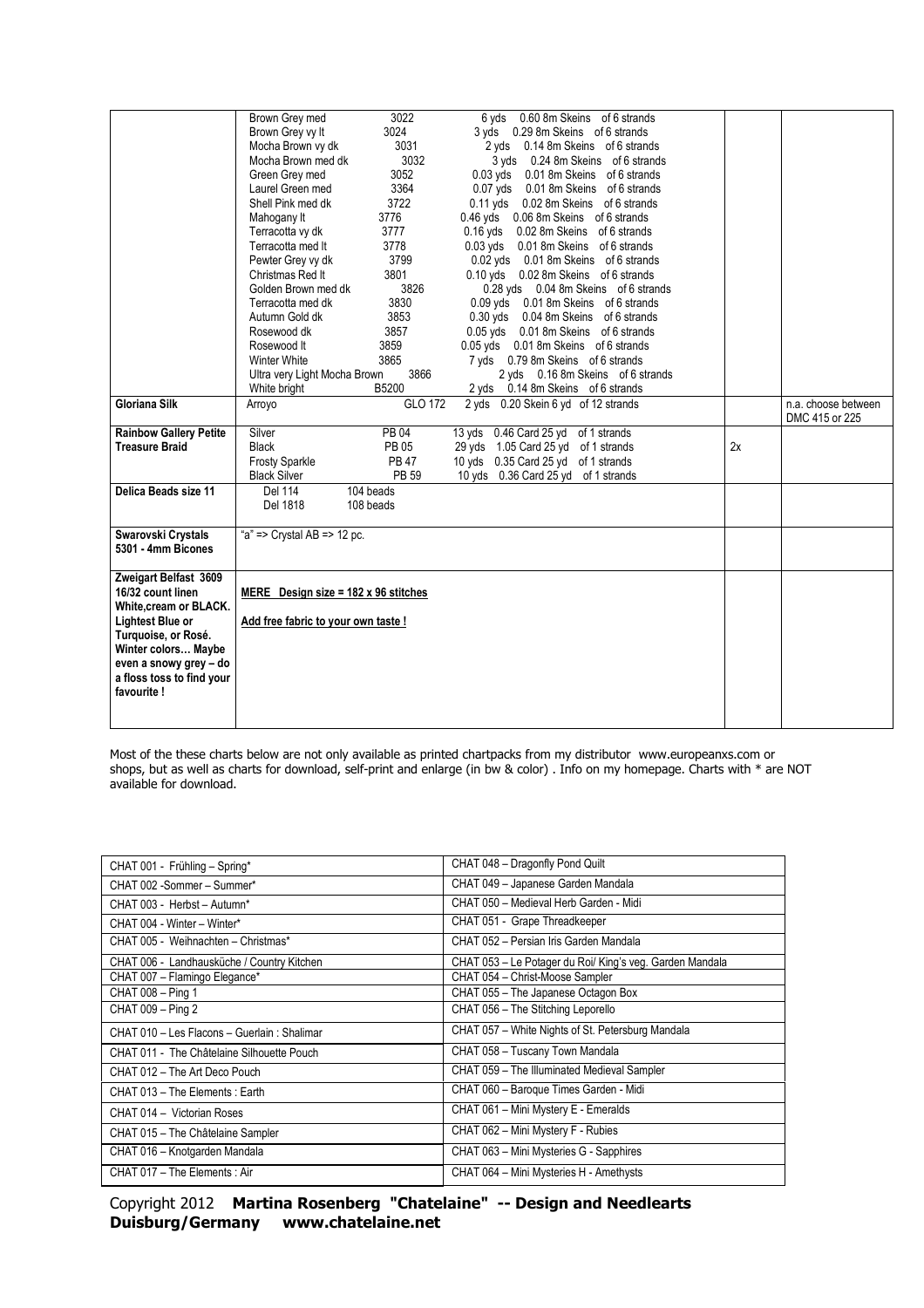| | | | |
|---|---|---|---|
| | Brown Grey med 3022 6 yds 0.60 8m Skeins of 6 strands<br>Brown Grey vy lt 3024 3 yds 0.29 8m Skeins of 6 strands<br>Mocha Brown vy dk 3031 2 yds 0.14 8m Skeins of 6 strands<br>Mocha Brown med dk 3032 3 yds 0.24 8m Skeins of 6 strands<br>Green Grey med 3052 0.03 yds 0.01 8m Skeins of 6 strands<br>Laurel Green med 3364 0.07 yds 0.01 8m Skeins of 6 strands<br>Shell Pink med dk 3722 0.11 yds 0.02 8m Skeins of 6 strands<br>Mahogany lt 3776 0.46 yds 0.06 8m Skeins of 6 strands<br>Terracotta vy dk 3777 0.16 yds 0.02 8m Skeins of 6 strands<br>Terracotta med lt 3778 0.03 yds 0.01 8m Skeins of 6 strands<br>Pewter Grey vy dk 3799 0.02 yds 0.01 8m Skeins of 6 strands<br>Christmas Red lt 3801 0.10 yds 0.02 8m Skeins of 6 strands<br>Golden Brown med dk 3826 0.28 yds 0.04 8m Skeins of 6 strands<br>Terracotta med dk 3830 0.09 yds 0.01 8m Skeins of 6 strands<br>Autumn Gold dk 3853 0.30 yds 0.04 8m Skeins of 6 strands<br>Rosewood dk 3857 0.05 yds 0.01 8m Skeins of 6 strands<br>Rosewood lt 3859 0.05 yds 0.01 8m Skeins of 6 strands<br>Winter White 3865 7 yds 0.79 8m Skeins of 6 strands<br>Ultra very Light Mocha Brown 3866 2 yds 0.16 8m Skeins of 6 strands<br>White bright B5200 2 yds 0.14 8m Skeins of 6 strands | | |
| **Gloriana Silk** | Arroyo GLO 172 2 yds 0.20 Skein 6 yd of 12 strands | | n.a. choose between DMC 415 or 225 |
| **Rainbow Gallery Petite Treasure Braid** | Silver PB 04 13 yds 0.46 Card 25 yd of 1 strands<br>Black PB 05 29 yds 1.05 Card 25 yd of 1 strands<br>Frosty Sparkle PB 47 10 yds 0.35 Card 25 yd of 1 strands<br>Black Silver PB 59 10 yds 0.36 Card 25 yd of 1 strands | 2x | |
| **Delica Beads size 11** | Del 114 104 beads<br>Del 1818 108 beads | | |
| **Swarovski Crystals 5301 - 4mm Bicones** | "a" => Crystal AB => 12 pc. | | |
| **Zweigart Belfast 3609 16/32 count linen White,cream or BLACK. Lightest Blue or Turquoise, or Rosé. Winter colors… Maybe even a snowy grey – do a floss toss to find your favourite !** | <u>MERE Design size = 182 x 96 stitches</u><br><br><u>Add free fabric to your own taste !</u> | | |

Most of the these charts below are not only available as printed chartpacks from my distributor www.europeanxs.com or shops, but as well as charts for download, self-print and enlarge (in bw & color) . Info on my homepage. Charts with * are NOT available for download.

| | |
|---|---|
| CHAT 001 - Frühling – Spring* | CHAT 048 – Dragonfly Pond Quilt |
| CHAT 002 -Sommer – Summer* | CHAT 049 – Japanese Garden Mandala |
| CHAT 003 - Herbst – Autumn* | CHAT 050 – Medieval Herb Garden - Midi |
| CHAT 004 - Winter – Winter* | CHAT 051 - Grape Threadkeeper |
| CHAT 005 - Weihnachten – Christmas* | CHAT 052 – Persian Iris Garden Mandala |
| CHAT 006 - Landhausküche / Country Kitchen | CHAT 053 – Le Potager du Roi/ King's veg. Garden Mandala |
| CHAT 007 – Flamingo Elegance* | CHAT 054 – Christ-Moose Sampler |
| CHAT 008 – Ping 1 | CHAT 055 – The Japanese Octagon Box |
| CHAT 009 – Ping 2 | CHAT 056 – The Stitching Leporello |
| CHAT 010 – Les Flacons – Guerlain : Shalimar | CHAT 057 – White Nights of St. Petersburg Mandala |
| CHAT 011 - The Châtelaine Silhouette Pouch | CHAT 058 – Tuscany Town Mandala |
| CHAT 012 – The Art Deco Pouch | CHAT 059 – The Illuminated Medieval Sampler |
| CHAT 013 – The Elements : Earth | CHAT 060 – Baroque Times Garden - Midi |
| CHAT 014 – Victorian Roses | CHAT 061 – Mini Mystery E - Emeralds |
| CHAT 015 – The Châtelaine Sampler | CHAT 062 – Mini Mystery F - Rubies |
| CHAT 016 – Knotgarden Mandala | CHAT 063 – Mini Mysteries G - Sapphires |
| CHAT 017 – The Elements : Air | CHAT 064 – Mini Mysteries H - Amethysts |

Copyright 2012 **Martina Rosenberg "Chatelaine" -- Design and Needlearts Duisburg/Germany www.chatelaine.net**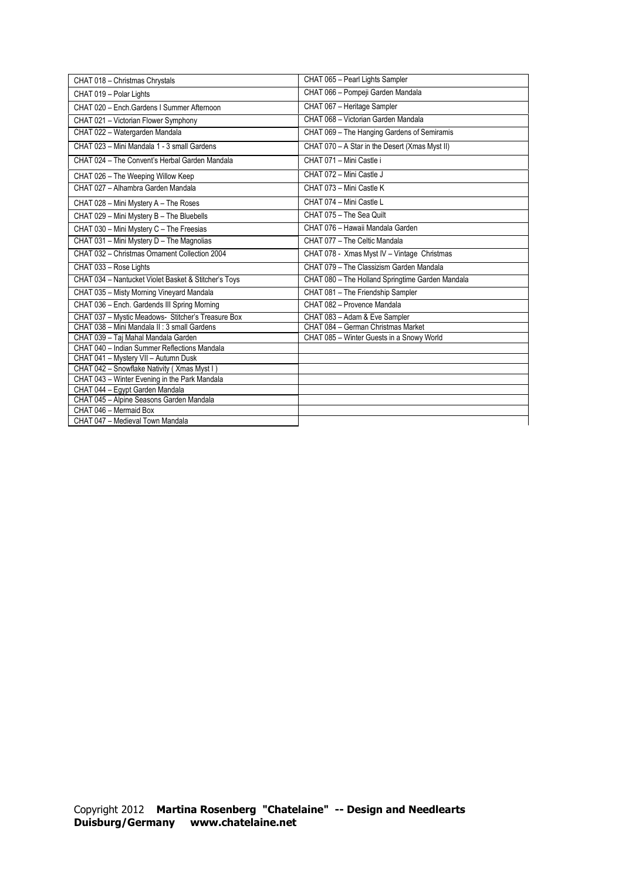| | |
|---|---|
| CHAT 018 – Christmas Chrystals | CHAT 065 – Pearl Lights Sampler |
| CHAT 019 – Polar Lights | CHAT 066 – Pompeji Garden Mandala |
| CHAT 020 – Ench.Gardens I Summer Afternoon | CHAT 067 – Heritage Sampler |
| CHAT 021 – Victorian Flower Symphony | CHAT 068 – Victorian Garden Mandala |
| CHAT 022 – Watergarden Mandala | CHAT 069 – The Hanging Gardens of Semiramis |
| CHAT 023 – Mini Mandala 1 - 3 small Gardens | CHAT 070 – A Star in the Desert (Xmas Myst II) |
| CHAT 024 – The Convent's Herbal Garden Mandala | CHAT 071 – Mini Castle i |
| CHAT 026 – The Weeping Willow Keep | CHAT 072 – Mini Castle J |
| CHAT 027 – Alhambra Garden Mandala | CHAT 073 – Mini Castle K |
| CHAT 028 – Mini Mystery A – The Roses | CHAT 074 – Mini Castle L |
| CHAT 029 – Mini Mystery B – The Bluebells | CHAT 075 – The Sea Quilt |
| CHAT 030 – Mini Mystery C – The Freesias | CHAT 076 – Hawaii Mandala Garden |
| CHAT 031 – Mini Mystery D – The Magnolias | CHAT 077 – The Celtic Mandala |
| CHAT 032 – Christmas Ornament Collection 2004 | CHAT 078 - Xmas Myst IV – Vintage Christmas |
| CHAT 033 – Rose Lights | CHAT 079 – The Classizism Garden Mandala |
| CHAT 034 – Nantucket Violet Basket & Stitcher's Toys | CHAT 080 – The Holland Springtime Garden Mandala |
| CHAT 035 – Misty Morning Vineyard Mandala | CHAT 081 – The Friendship Sampler |
| CHAT 036 – Ench. Gardends III Spring Morning | CHAT 082 – Provence Mandala |
| CHAT 037 – Mystic Meadows- Stitcher's Treasure Box | CHAT 083 – Adam & Eve Sampler |
| CHAT 038 – Mini Mandala II : 3 small Gardens | CHAT 084 – German Christmas Market |
| CHAT 039 – Taj Mahal Mandala Garden | CHAT 085 – Winter Guests in a Snowy World |
| CHAT 040 – Indian Summer Reflections Mandala | |
| CHAT 041 – Mystery VII – Autumn Dusk | |
| CHAT 042 – Snowflake Nativity ( Xmas Myst I ) | |
| CHAT 043 – Winter Evening in the Park Mandala | |
| CHAT 044 – Egypt Garden Mandala | |
| CHAT 045 – Alpine Seasons Garden Mandala | |
| CHAT 046 – Mermaid Box | |
| CHAT 047 – Medieval Town Mandala | |

Copyright 2012 **Martina Rosenberg "Chatelaine" -- Design and Needlearts Duisburg/Germany www.chatelaine.net**